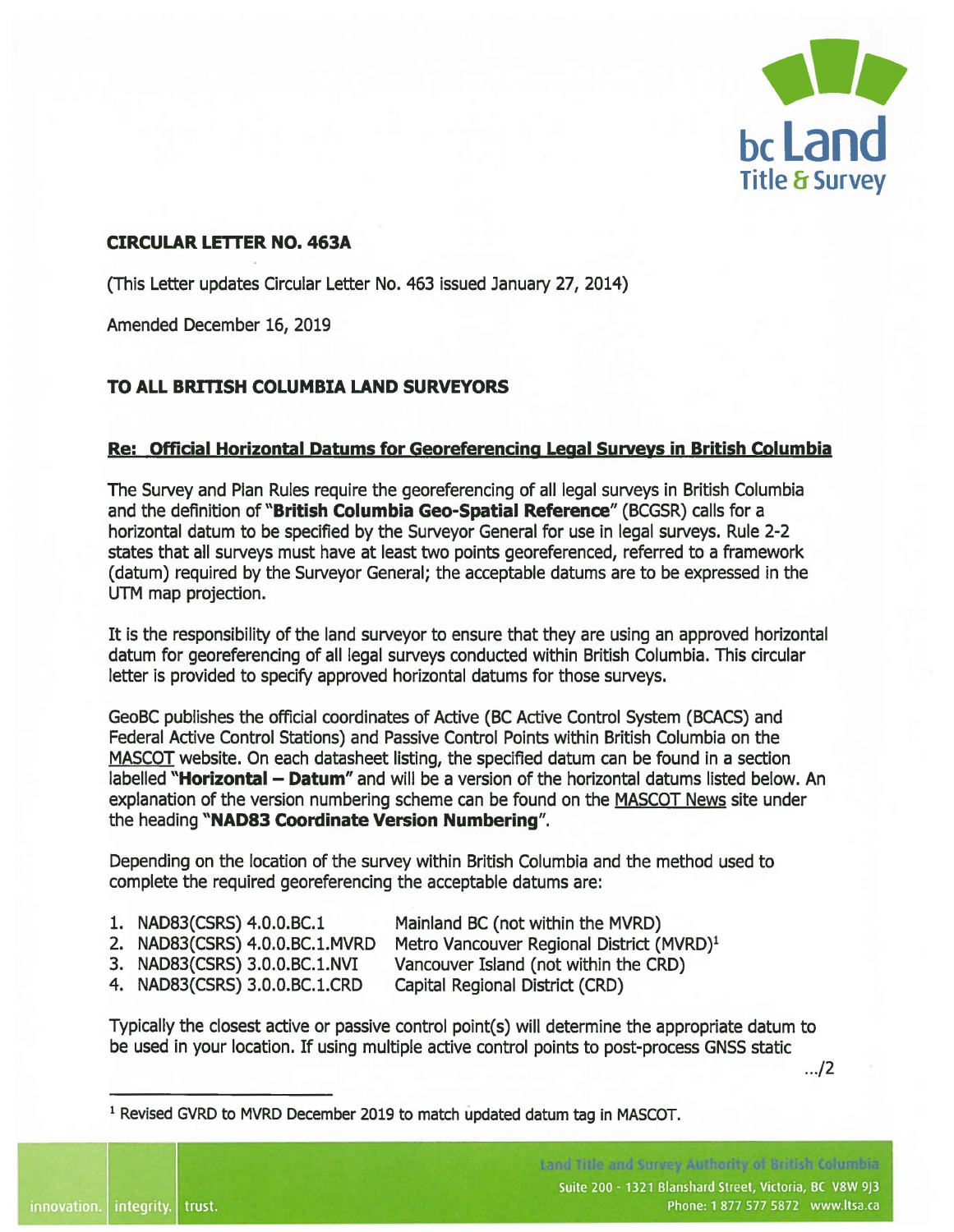**CIRCULAR LETTER NO. 463A**

(This Letter updates Circular Letter No. 463 issued January 27, 2014)

Amended December 16, 2019

**TO ALL BRITISH COLUMBIA LAND SURVEYORS**

**Re: Official Horizontal Datums for Georeferencing Legal Surveys in British Columbia**

The Survey and Plan Rules require the georeferencing of all legal surveys in British Columbia and the definition of "**British Columbia Geo-Spatial Reference**" (BCGSR) calls for a horizontal datum to be specified by the Surveyor General for use in legal surveys. Rule 2-2 states that all surveys must have at least two points georeferenced, referred to a framework (datum) required by the Surveyor General; the acceptable datums are to be expressed in the UTM map projection.

It is the responsibility of the land surveyor to ensure that they are using an approved horizontal datum for georeferencing of all legal surveys conducted within British Columbia. This circular letter is provided to specify approved horizontal datums for those surveys.

GeoBC publishes the official coordinates of Active (BC Active Control System (BCACS) and Federal Active Control Stations) and Passive Control Points within British Columbia on the MASCOT website. On each datasheet listing, the specified datum can be found in a section labelled "**Horizontal – Datum**" and will be a version of the horizontal datums listed below. An explanation of the version numbering scheme can be found on the MASCOT News site under the heading "**NAD83 Coordinate Version Numbering**".

Depending on the location of the survey within British Columbia and the method used to complete the required georeferencing the acceptable datums are:

1. NAD83(CSRS) 4.0.0.BC.1 — Mainland BC (not within the MVRD)
2. NAD83(CSRS) 4.0.0.BC.1.MVRD — Metro Vancouver Regional District (MVRD)[1]
3. NAD83(CSRS) 3.0.0.BC.1.NVI — Vancouver Island (not within the CRD)
4. NAD83(CSRS) 3.0.0.BC.1.CRD — Capital Regional District (CRD)

Typically the closest active or passive control point(s) will determine the appropriate datum to be used in your location. If using multiple active control points to post-process GNSS static

[1] Revised GVRD to MVRD December 2019 to match updated datum tag in MASCOT.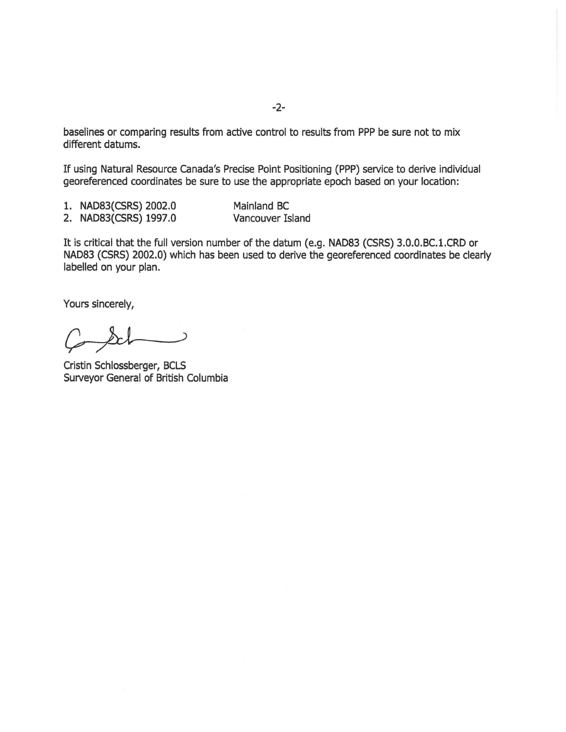baselines or comparing results from active control to results from PPP be sure not to mix different datums.

If using Natural Resource Canada's Precise Point Positioning (PPP) service to derive individual georeferenced coordinates be sure to use the appropriate epoch based on your location:

| | |
|---|---|
| 1. NAD83(CSRS) 2002.0 | Mainland BC |
| 2. NAD83(CSRS) 1997.0 | Vancouver Island |

It is critical that the full version number of the datum (e.g. NAD83 (CSRS) 3.0.0.BC.1.CRD or NAD83 (CSRS) 2002.0) which has been used to derive the georeferenced coordinates be clearly labelled on your plan.

Yours sincerely,

Cristin Schlossberger, BCLS
Surveyor General of British Columbia